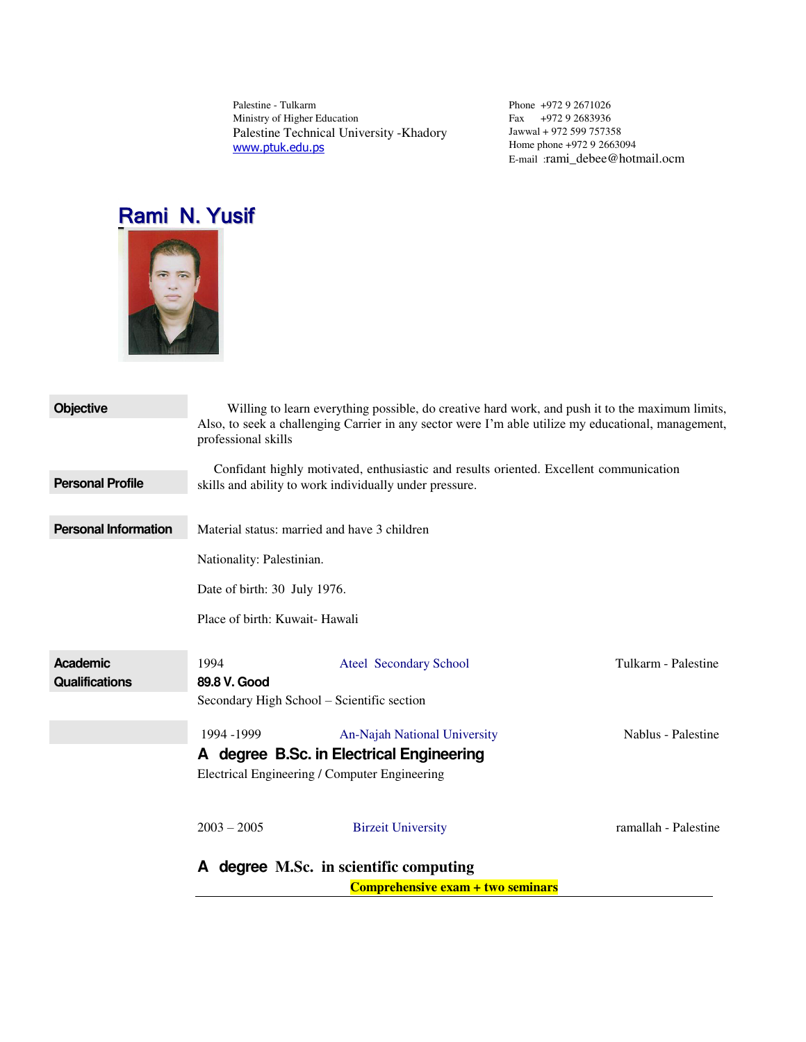Palestine - Tulkarm
Ministry of Higher Education
Palestine Technical University -Khadory
www.ptuk.edu.ps

Phone +972 9 2671026
Fax +972 9 2683936
Jawwal + 972 599 757358
Home phone +972 9 2663094
E-mail :rami_debee@hotmail.ocm

# Rami N. Yusif

**Objective**

Willing to learn everything possible, do creative hard work, and push it to the maximum limits, Also, to seek a challenging Carrier in any sector were I'm able utilize my educational, management, professional skills

**Personal Profile**

Confidant highly motivated, enthusiastic and results oriented. Excellent communication skills and ability to work individually under pressure.

**Personal Information**

Material status: married and have 3 children

Nationality: Palestinian.

Date of birth: 30 July 1976.

Place of birth: Kuwait- Hawali

**Academic Qualifications**

1994 Ateel Secondary School Tulkarm - Palestine
**89.8 V. Good**
Secondary High School – Scientific section

1994 -1999 An-Najah National University Nablus - Palestine
**A degree B.Sc. in Electrical Engineering**
Electrical Engineering / Computer Engineering

2003 – 2005 Birzeit University ramallah - Palestine

**A degree M.Sc. in scientific computing**
**Comprehensive exam + two seminars**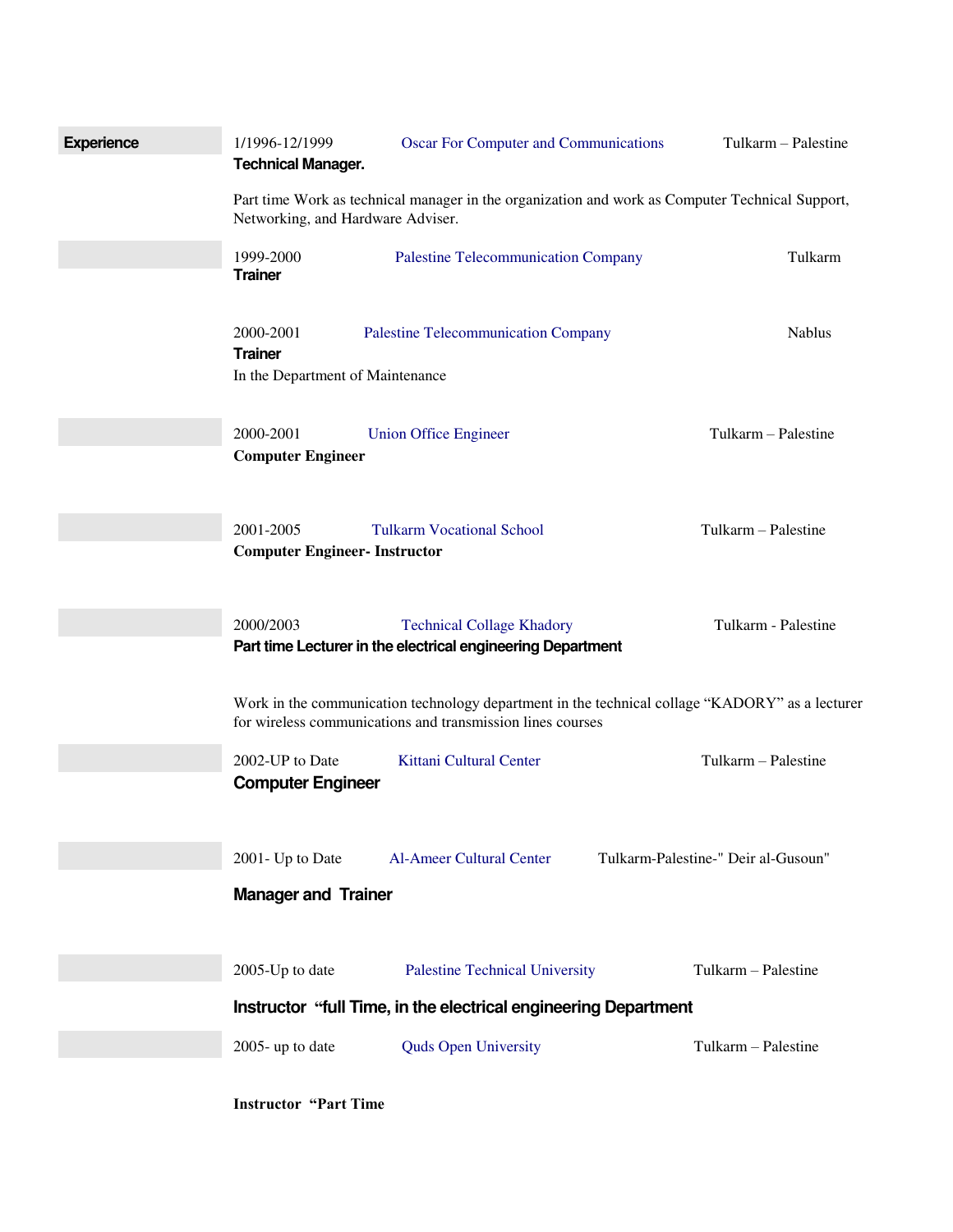## Experience

1/1996-12/1999 — Oscar For Computer and Communications — Tulkarm – Palestine

**Technical Manager.**

Part time Work as technical manager in the organization and work as Computer Technical Support, Networking, and Hardware Adviser.

1999-2000 — Palestine Telecommunication Company — Tulkarm

**Trainer**

2000-2001 — Palestine Telecommunication Company — Nablus

**Trainer**

In the Department of Maintenance

2000-2001 — Union Office Engineer — Tulkarm – Palestine

**Computer Engineer**

2001-2005 — Tulkarm Vocational School — Tulkarm – Palestine

**Computer Engineer- Instructor**

2000/2003 — Technical Collage Khadory — Tulkarm - Palestine

**Part time Lecturer in the electrical engineering Department**

Work in the communication technology department in the technical collage "KADORY" as a lecturer for wireless communications and transmission lines courses

2002-UP to Date — Kittani Cultural Center — Tulkarm – Palestine

**Computer Engineer**

2001- Up to Date — Al-Ameer Cultural Center — Tulkarm-Palestine-" Deir al-Gusoun"

**Manager and Trainer**

2005-Up to date — Palestine Technical University — Tulkarm – Palestine

**Instructor "full Time, in the electrical engineering Department**

2005- up to date — Quds Open University — Tulkarm – Palestine

**Instructor "Part Time**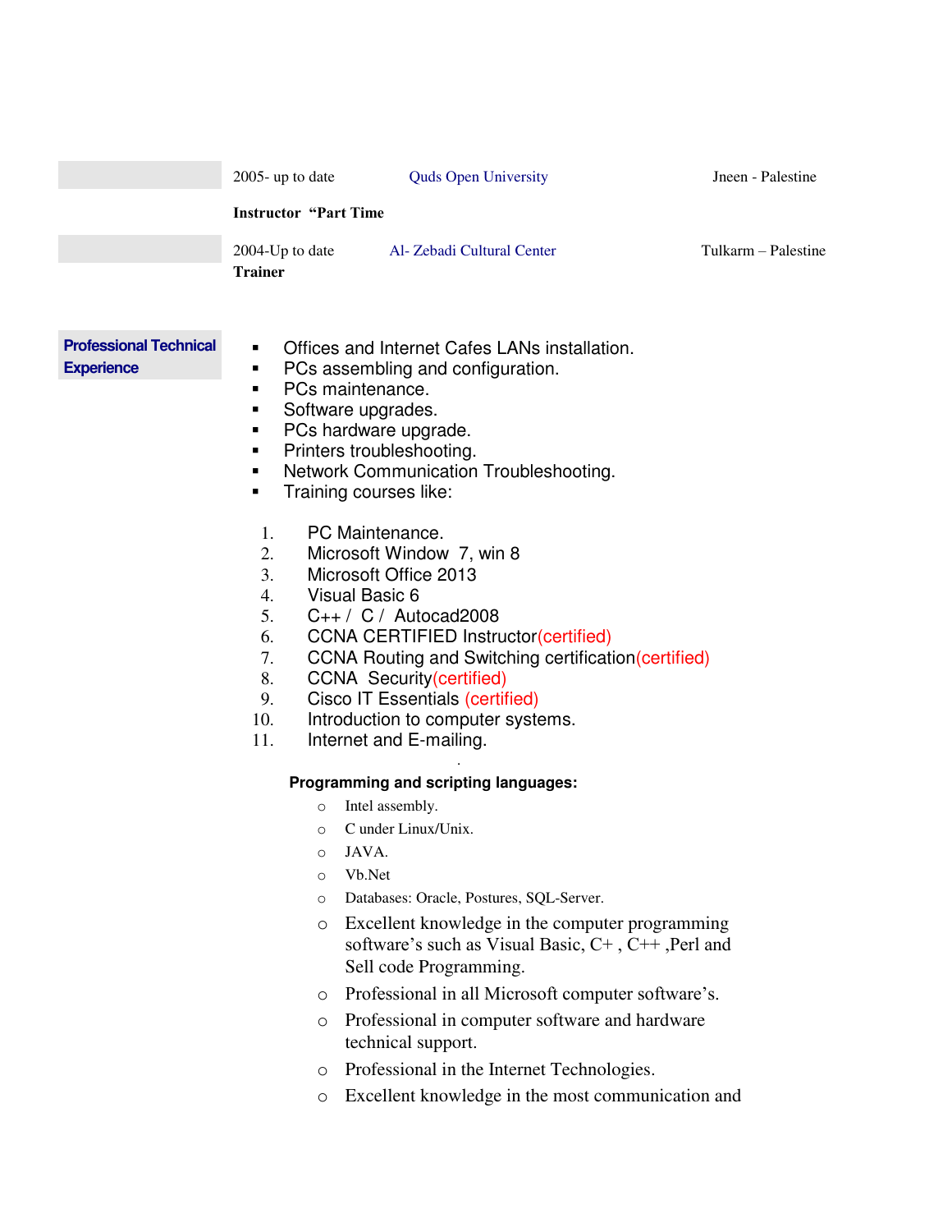2005- up to date Quds Open University Jneen - Palestine

**Instructor "Part Time**

2004-Up to date Al- Zebadi Cultural Center Tulkarm – Palestine

**Trainer**

**Professional Technical Experience**

- Offices and Internet Cafes LANs installation.
- PCs assembling and configuration.
- PCs maintenance.
- Software upgrades.
- PCs hardware upgrade.
- Printers troubleshooting.
- Network Communication Troubleshooting.
- Training courses like:

1. PC Maintenance.
2. Microsoft Window 7, win 8
3. Microsoft Office 2013
4. Visual Basic 6
5. C++ / C / Autocad2008
6. CCNA CERTIFIED Instructor(certified)
7. CCNA Routing and Switching certification(certified)
8. CCNA Security(certified)
9. Cisco IT Essentials (certified)
10. Introduction to computer systems.
11. Internet and E-mailing.

**Programming and scripting languages:**

- Intel assembly.
- C under Linux/Unix.
- JAVA.
- Vb.Net
- Databases: Oracle, Postures, SQL-Server.
- Excellent knowledge in the computer programming software's such as Visual Basic, C+ , C++ ,Perl and Sell code Programming.
- Professional in all Microsoft computer software's.
- Professional in computer software and hardware technical support.
- Professional in the Internet Technologies.
- Excellent knowledge in the most communication and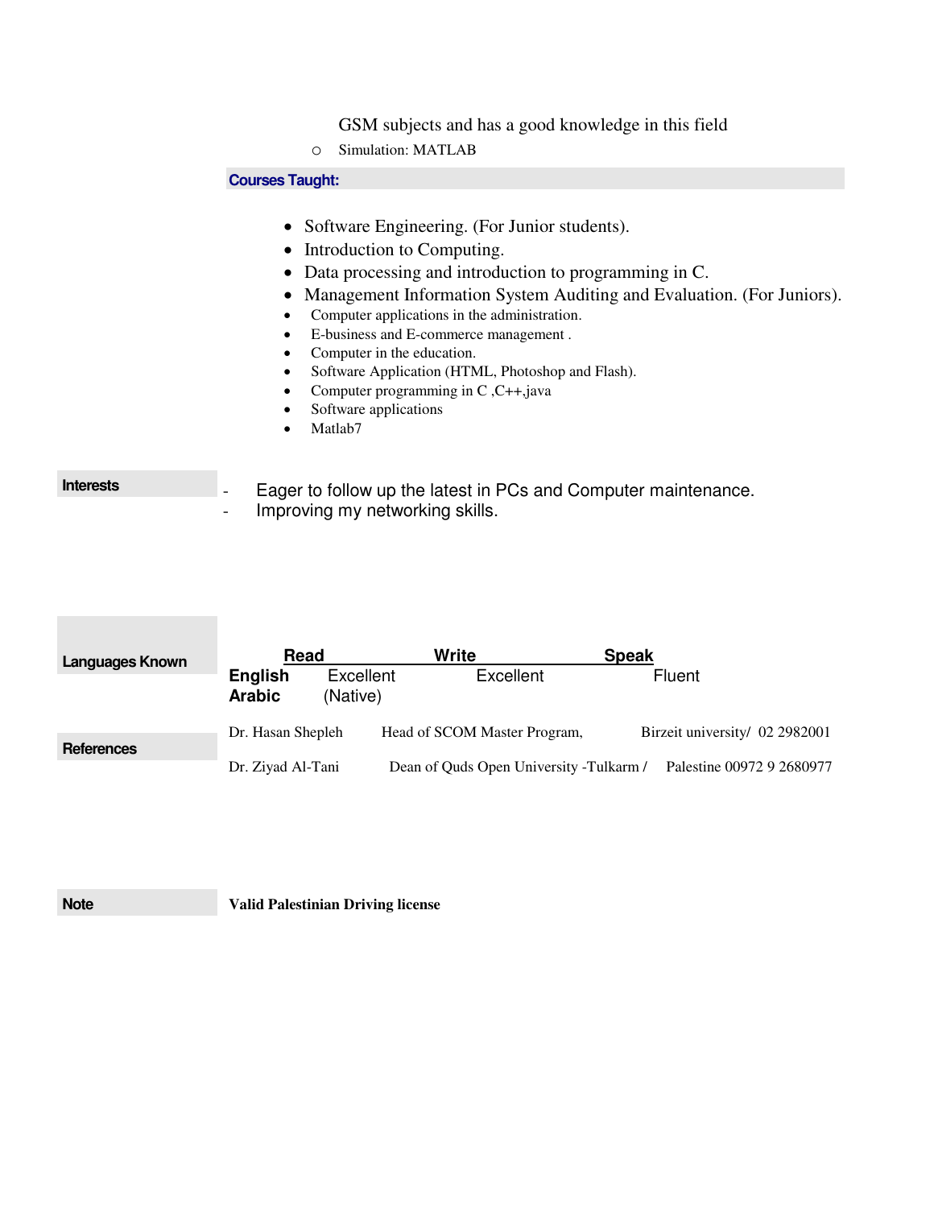GSM subjects and has a good knowledge in this field

- Simulation: MATLAB

**Courses Taught:**

- Software Engineering. (For Junior students).
- Introduction to Computing.
- Data processing and introduction to programming in C.
- Management Information System Auditing and Evaluation. (For Juniors).
- Computer applications in the administration.
- E-business and E-commerce management .
- Computer in the education.
- Software Application (HTML, Photoshop and Flash).
- Computer programming in C ,C++,java
- Software applications
- Matlab7

**Interests**

- Eager to follow up the latest in PCs and Computer maintenance.
- Improving my networking skills.

**Languages Known**

| | Read | Write | Speak |
|---|---|---|---|
| **English** | Excellent | Excellent | Fluent |
| **Arabic** | (Native) | | |

**References**

| | | |
|---|---|---|
| Dr. Hasan Shepleh | Head of SCOM Master Program, | Birzeit university/ 02 2982001 |
| Dr. Ziyad Al-Tani | Dean of Quds Open University -Tulkarm / | Palestine 00972 9 2680977 |

**Note**

**Valid Palestinian Driving license**